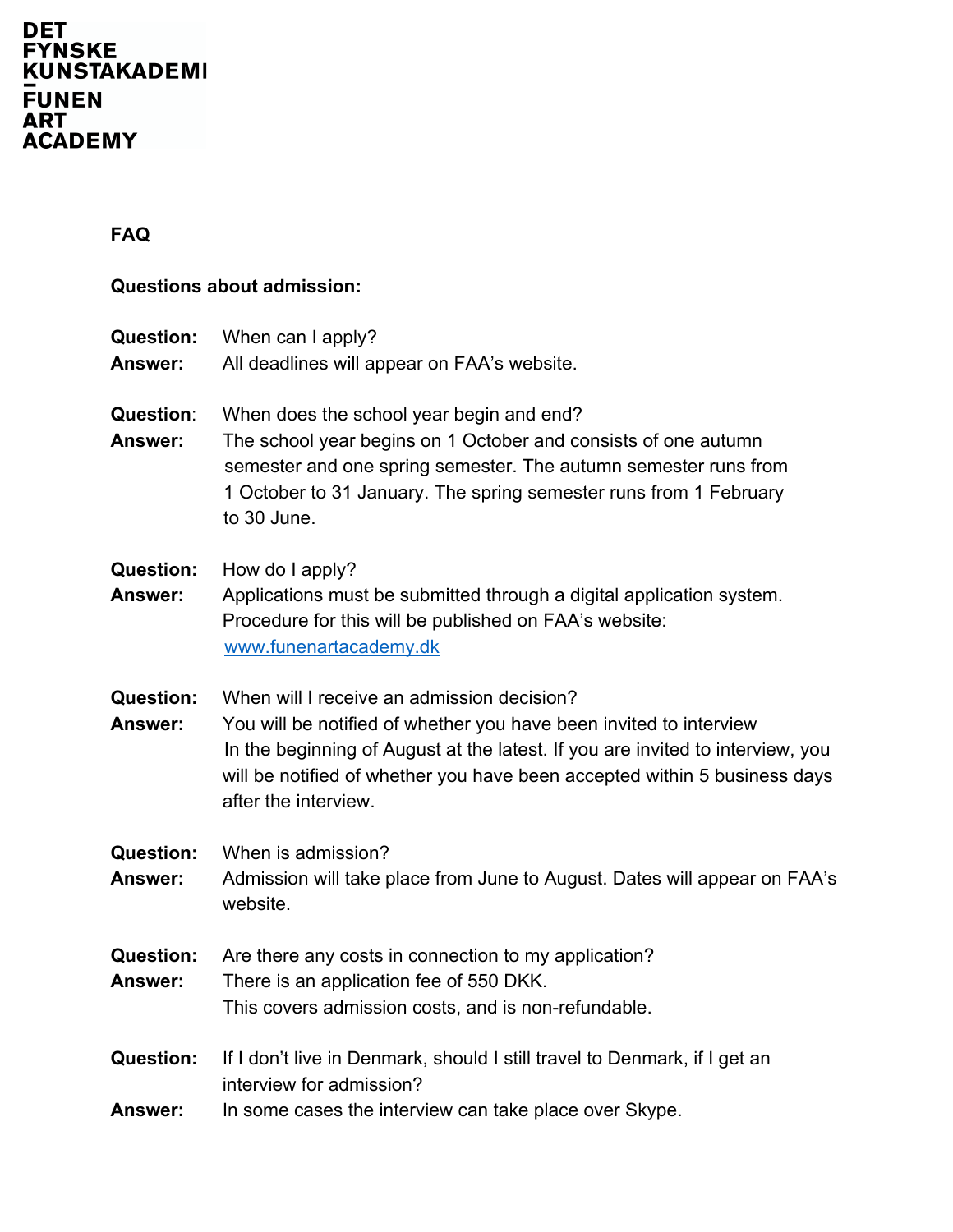**DET FYNSKE KUNSTAKADEMI**
**–**
**FUNEN ART ACADEMY**

## FAQ

### Questions about admission:

**Question:** When can I apply?
**Answer:** All deadlines will appear on FAA's website.

**Question:** When does the school year begin and end?
**Answer:** The school year begins on 1 October and consists of one autumn semester and one spring semester. The autumn semester runs from 1 October to 31 January. The spring semester runs from 1 February to 30 June.

**Question:** How do I apply?
**Answer:** Applications must be submitted through a digital application system. Procedure for this will be published on FAA's website: [www.funenartacademy.dk](http://www.funenartacademy.dk)

**Question:** When will I receive an admission decision?
**Answer:** You will be notified of whether you have been invited to interview In the beginning of August at the latest. If you are invited to interview, you will be notified of whether you have been accepted within 5 business days after the interview.

**Question:** When is admission?
**Answer:** Admission will take place from June to August. Dates will appear on FAA's website.

**Question:** Are there any costs in connection to my application?
**Answer:** There is an application fee of 550 DKK.
This covers admission costs, and is non-refundable.

**Question:** If I don't live in Denmark, should I still travel to Denmark, if I get an interview for admission?
**Answer:** In some cases the interview can take place over Skype.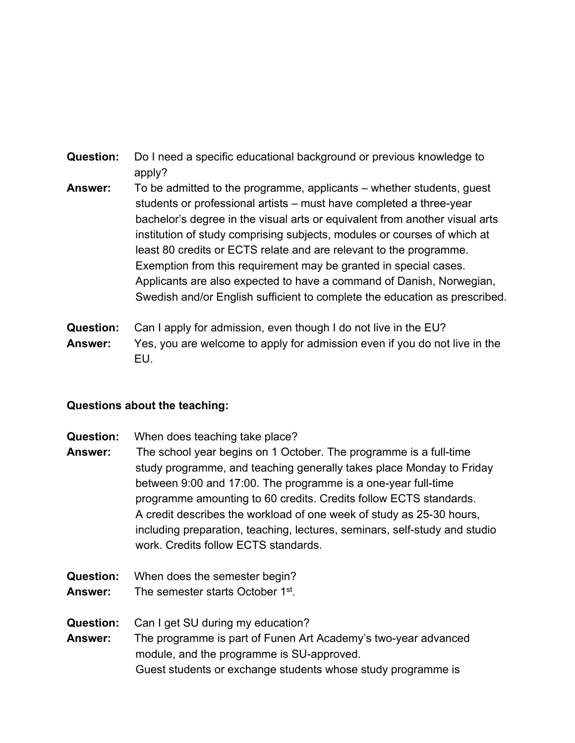**Question:** Do I need a specific educational background or previous knowledge to apply?

**Answer:** To be admitted to the programme, applicants – whether students, guest students or professional artists – must have completed a three-year bachelor's degree in the visual arts or equivalent from another visual arts institution of study comprising subjects, modules or courses of which at least 80 credits or ECTS relate and are relevant to the programme. Exemption from this requirement may be granted in special cases. Applicants are also expected to have a command of Danish, Norwegian, Swedish and/or English sufficient to complete the education as prescribed.

**Question:** Can I apply for admission, even though I do not live in the EU?

**Answer:** Yes, you are welcome to apply for admission even if you do not live in the EU.

**Questions about the teaching:**

**Question:** When does teaching take place?

**Answer:** The school year begins on 1 October. The programme is a full-time study programme, and teaching generally takes place Monday to Friday between 9:00 and 17:00. The programme is a one-year full-time programme amounting to 60 credits. Credits follow ECTS standards. A credit describes the workload of one week of study as 25-30 hours, including preparation, teaching, lectures, seminars, self-study and studio work. Credits follow ECTS standards.

**Question:** When does the semester begin?

**Answer:** The semester starts October 1st.

**Question:** Can I get SU during my education?

**Answer:** The programme is part of Funen Art Academy's two-year advanced module, and the programme is SU-approved.
Guest students or exchange students whose study programme is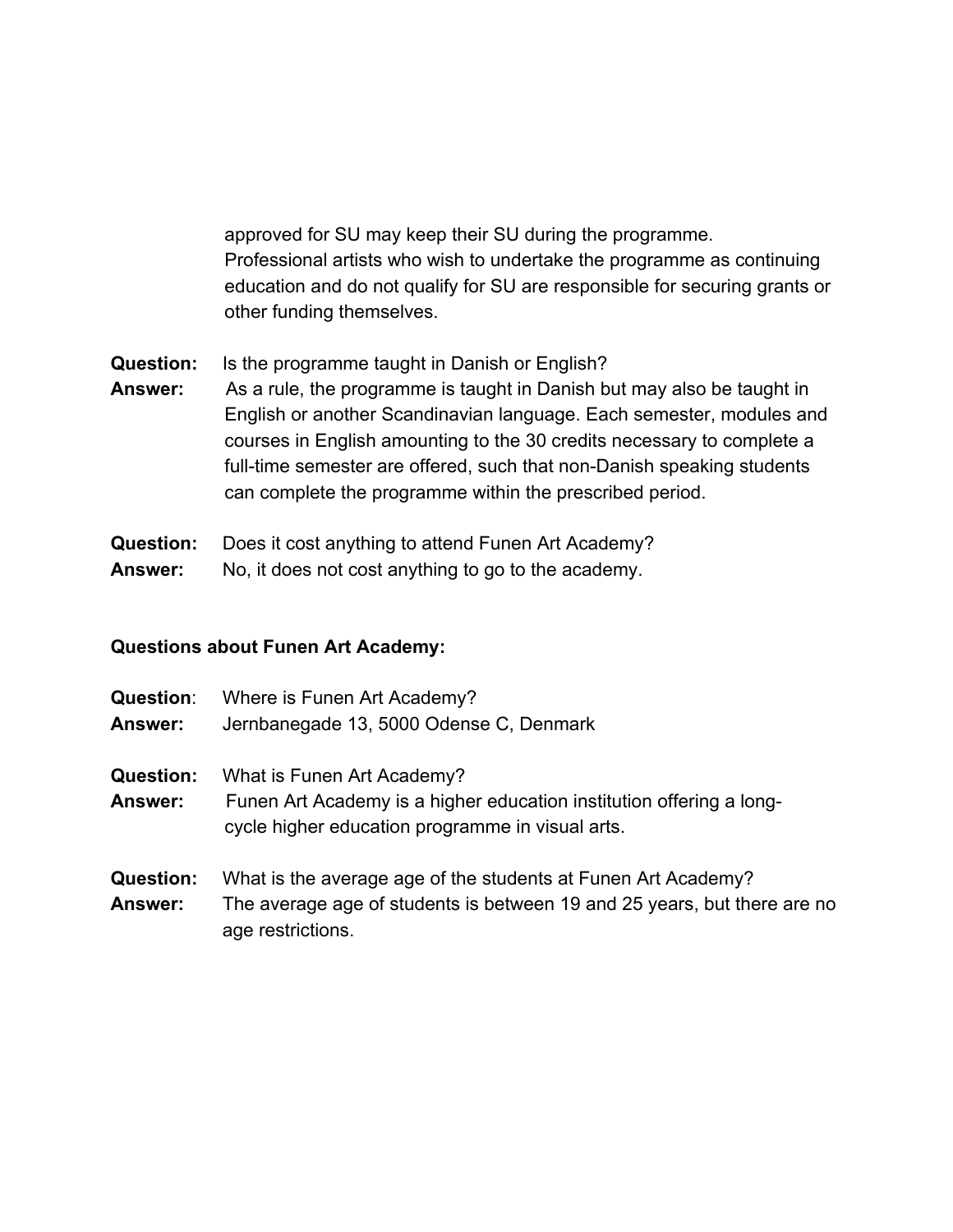approved for SU may keep their SU during the programme.
Professional artists who wish to undertake the programme as continuing education and do not qualify for SU are responsible for securing grants or other funding themselves.

**Question:** Is the programme taught in Danish or English?
**Answer:** As a rule, the programme is taught in Danish but may also be taught in English or another Scandinavian language. Each semester, modules and courses in English amounting to the 30 credits necessary to complete a full-time semester are offered, such that non-Danish speaking students can complete the programme within the prescribed period.

**Question:** Does it cost anything to attend Funen Art Academy?
**Answer:** No, it does not cost anything to go to the academy.

**Questions about Funen Art Academy:**

**Question**: Where is Funen Art Academy?
**Answer:** Jernbanegade 13, 5000 Odense C, Denmark

**Question:** What is Funen Art Academy?
**Answer:** Funen Art Academy is a higher education institution offering a long-cycle higher education programme in visual arts.

**Question:** What is the average age of the students at Funen Art Academy?
**Answer:** The average age of students is between 19 and 25 years, but there are no age restrictions.